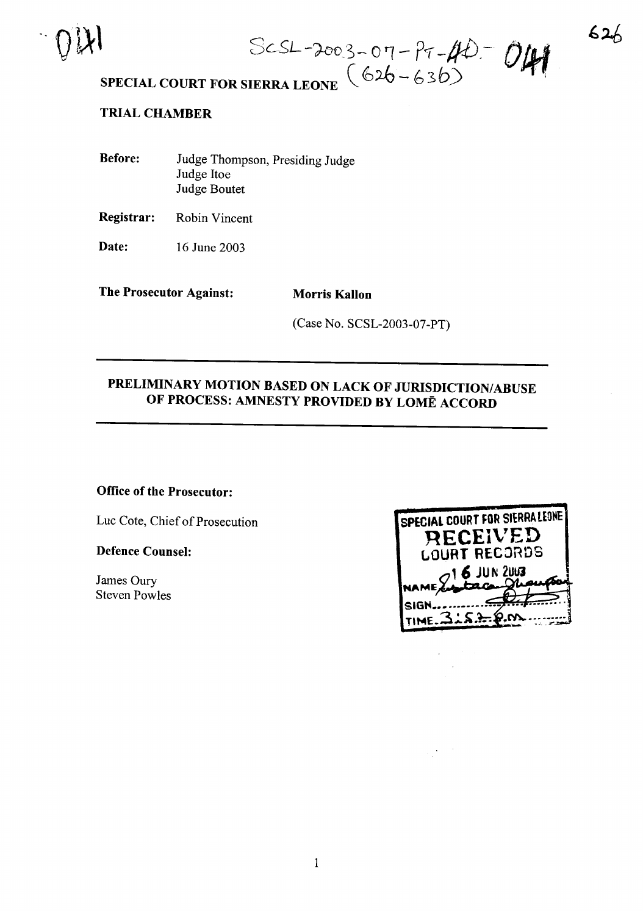SCSL-2003-07-PT-40-041
(626-636)

**SPECIAL COURT FOR SIERRA LEONE**

**TRIAL CHAMBER**

**Before:** Judge Thompson, Presiding Judge
Judge Itoe
Judge Boutet

**Registrar:** Robin Vincent

**Date:** 16 June 2003

**The Prosecutor Against:** **Morris Kallon**

(Case No. SCSL-2003-07-PT)

## PRELIMINARY MOTION BASED ON LACK OF JURISDICTION/ABUSE OF PROCESS: AMNESTY PROVIDED BY LOMĒ ACCORD

**Office of the Prosecutor:**

Luc Cote, Chief of Prosecution

**Defence Counsel:**

James Oury
Steven Powles

SPECIAL COURT FOR SIERRA LEONE
RECEIVED
COURT RECORDS
16 JUN 2003
NAME
SIGN
TIME 3:52 p.m.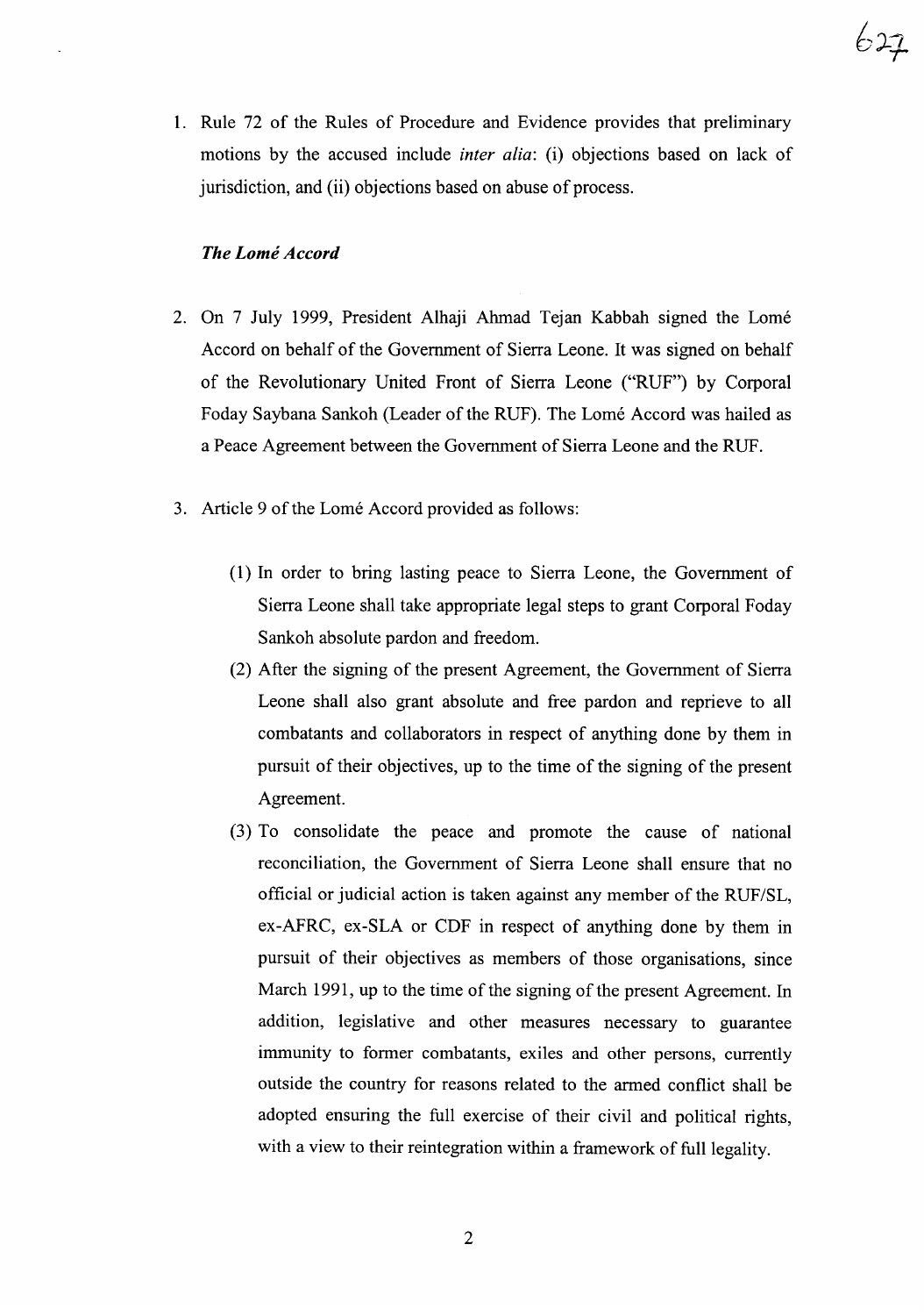1. Rule 72 of the Rules of Procedure and Evidence provides that preliminary motions by the accused include *inter alia*: (i) objections based on lack of jurisdiction, and (ii) objections based on abuse of process.

### *The Lomé Accord*

2. On 7 July 1999, President Alhaji Ahmad Tejan Kabbah signed the Lomé Accord on behalf of the Government of Sierra Leone. It was signed on behalf of the Revolutionary United Front of Sierra Leone ("RUF") by Corporal Foday Saybana Sankoh (Leader of the RUF). The Lomé Accord was hailed as a Peace Agreement between the Government of Sierra Leone and the RUF.

3. Article 9 of the Lomé Accord provided as follows:

   (1) In order to bring lasting peace to Sierra Leone, the Government of Sierra Leone shall take appropriate legal steps to grant Corporal Foday Sankoh absolute pardon and freedom.

   (2) After the signing of the present Agreement, the Government of Sierra Leone shall also grant absolute and free pardon and reprieve to all combatants and collaborators in respect of anything done by them in pursuit of their objectives, up to the time of the signing of the present Agreement.

   (3) To consolidate the peace and promote the cause of national reconciliation, the Government of Sierra Leone shall ensure that no official or judicial action is taken against any member of the RUF/SL, ex-AFRC, ex-SLA or CDF in respect of anything done by them in pursuit of their objectives as members of those organisations, since March 1991, up to the time of the signing of the present Agreement. In addition, legislative and other measures necessary to guarantee immunity to former combatants, exiles and other persons, currently outside the country for reasons related to the armed conflict shall be adopted ensuring the full exercise of their civil and political rights, with a view to their reintegration within a framework of full legality.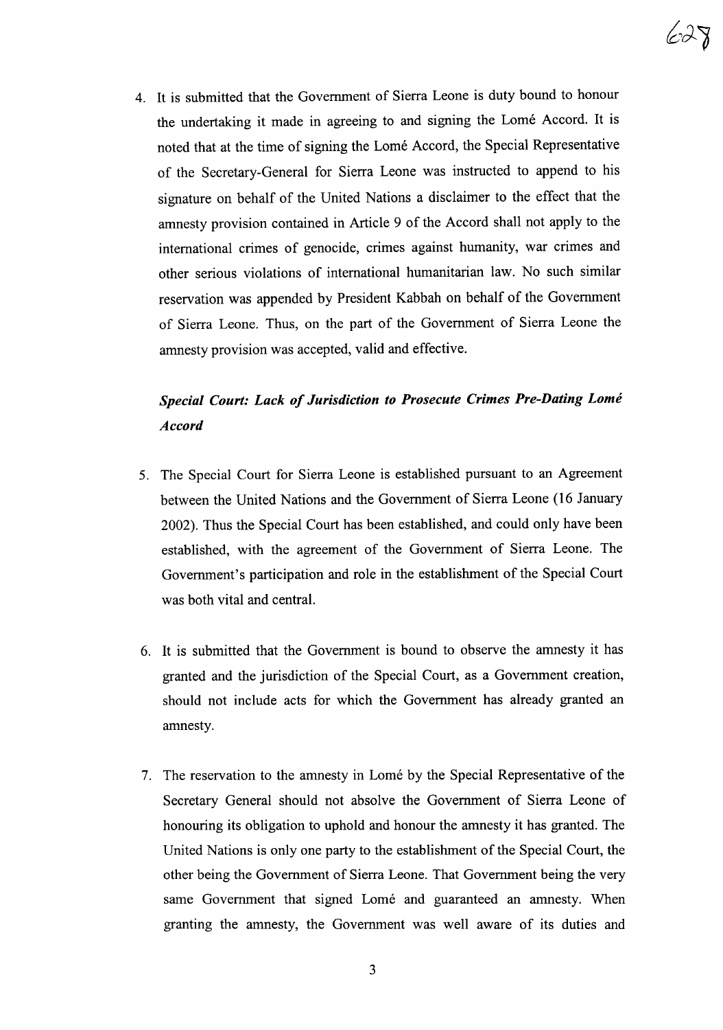4. It is submitted that the Government of Sierra Leone is duty bound to honour the undertaking it made in agreeing to and signing the Lomé Accord. It is noted that at the time of signing the Lomé Accord, the Special Representative of the Secretary-General for Sierra Leone was instructed to append to his signature on behalf of the United Nations a disclaimer to the effect that the amnesty provision contained in Article 9 of the Accord shall not apply to the international crimes of genocide, crimes against humanity, war crimes and other serious violations of international humanitarian law. No such similar reservation was appended by President Kabbah on behalf of the Government of Sierra Leone. Thus, on the part of the Government of Sierra Leone the amnesty provision was accepted, valid and effective.

***Special Court: Lack of Jurisdiction to Prosecute Crimes Pre-Dating Lomé Accord***

5. The Special Court for Sierra Leone is established pursuant to an Agreement between the United Nations and the Government of Sierra Leone (16 January 2002). Thus the Special Court has been established, and could only have been established, with the agreement of the Government of Sierra Leone. The Government's participation and role in the establishment of the Special Court was both vital and central.

6. It is submitted that the Government is bound to observe the amnesty it has granted and the jurisdiction of the Special Court, as a Government creation, should not include acts for which the Government has already granted an amnesty.

7. The reservation to the amnesty in Lomé by the Special Representative of the Secretary General should not absolve the Government of Sierra Leone of honouring its obligation to uphold and honour the amnesty it has granted. The United Nations is only one party to the establishment of the Special Court, the other being the Government of Sierra Leone. That Government being the very same Government that signed Lomé and guaranteed an amnesty. When granting the amnesty, the Government was well aware of its duties and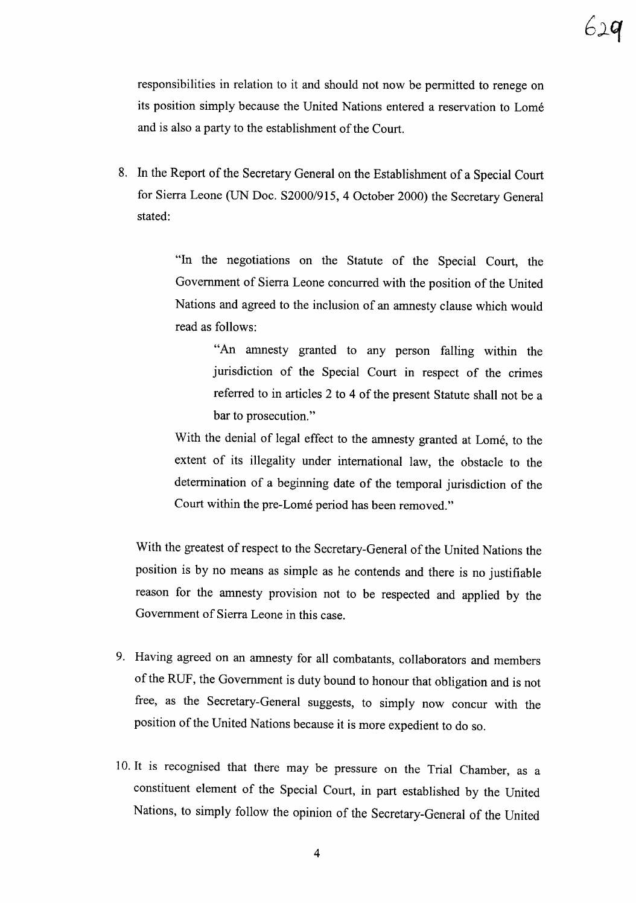responsibilities in relation to it and should not now be permitted to renege on its position simply because the United Nations entered a reservation to Lomé and is also a party to the establishment of the Court.

8. In the Report of the Secretary General on the Establishment of a Special Court for Sierra Leone (UN Doc. S2000/915, 4 October 2000) the Secretary General stated:

> "In the negotiations on the Statute of the Special Court, the Government of Sierra Leone concurred with the position of the United Nations and agreed to the inclusion of an amnesty clause which would read as follows:
>
> > "An amnesty granted to any person falling within the jurisdiction of the Special Court in respect of the crimes referred to in articles 2 to 4 of the present Statute shall not be a bar to prosecution."
>
> With the denial of legal effect to the amnesty granted at Lomé, to the extent of its illegality under international law, the obstacle to the determination of a beginning date of the temporal jurisdiction of the Court within the pre-Lomé period has been removed."

With the greatest of respect to the Secretary-General of the United Nations the position is by no means as simple as he contends and there is no justifiable reason for the amnesty provision not to be respected and applied by the Government of Sierra Leone in this case.

9. Having agreed on an amnesty for all combatants, collaborators and members of the RUF, the Government is duty bound to honour that obligation and is not free, as the Secretary-General suggests, to simply now concur with the position of the United Nations because it is more expedient to do so.

10. It is recognised that there may be pressure on the Trial Chamber, as a constituent element of the Special Court, in part established by the United Nations, to simply follow the opinion of the Secretary-General of the United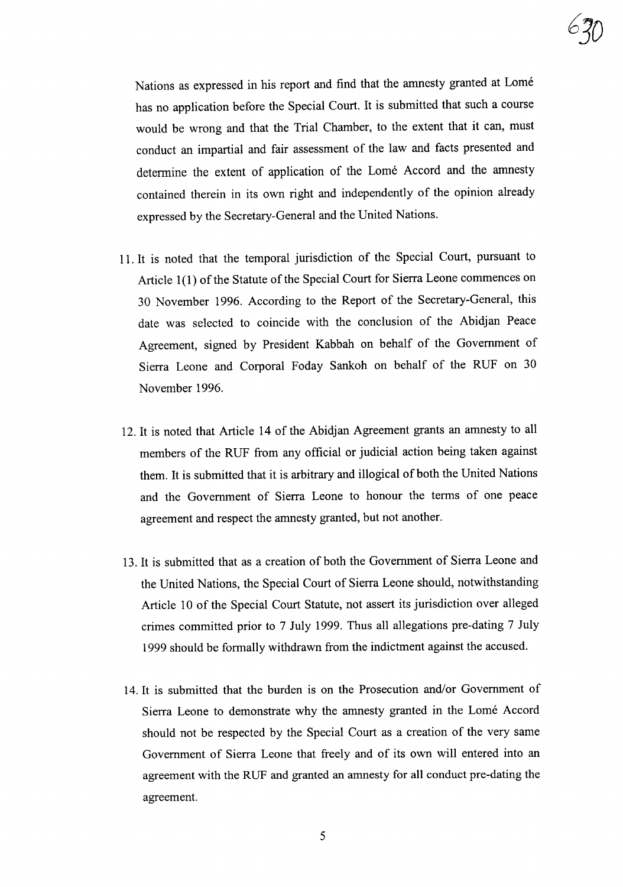Nations as expressed in his report and find that the amnesty granted at Lomé has no application before the Special Court. It is submitted that such a course would be wrong and that the Trial Chamber, to the extent that it can, must conduct an impartial and fair assessment of the law and facts presented and determine the extent of application of the Lomé Accord and the amnesty contained therein in its own right and independently of the opinion already expressed by the Secretary-General and the United Nations.

11. It is noted that the temporal jurisdiction of the Special Court, pursuant to Article 1(1) of the Statute of the Special Court for Sierra Leone commences on 30 November 1996. According to the Report of the Secretary-General, this date was selected to coincide with the conclusion of the Abidjan Peace Agreement, signed by President Kabbah on behalf of the Government of Sierra Leone and Corporal Foday Sankoh on behalf of the RUF on 30 November 1996.

12. It is noted that Article 14 of the Abidjan Agreement grants an amnesty to all members of the RUF from any official or judicial action being taken against them. It is submitted that it is arbitrary and illogical of both the United Nations and the Government of Sierra Leone to honour the terms of one peace agreement and respect the amnesty granted, but not another.

13. It is submitted that as a creation of both the Government of Sierra Leone and the United Nations, the Special Court of Sierra Leone should, notwithstanding Article 10 of the Special Court Statute, not assert its jurisdiction over alleged crimes committed prior to 7 July 1999. Thus all allegations pre-dating 7 July 1999 should be formally withdrawn from the indictment against the accused.

14. It is submitted that the burden is on the Prosecution and/or Government of Sierra Leone to demonstrate why the amnesty granted in the Lomé Accord should not be respected by the Special Court as a creation of the very same Government of Sierra Leone that freely and of its own will entered into an agreement with the RUF and granted an amnesty for all conduct pre-dating the agreement.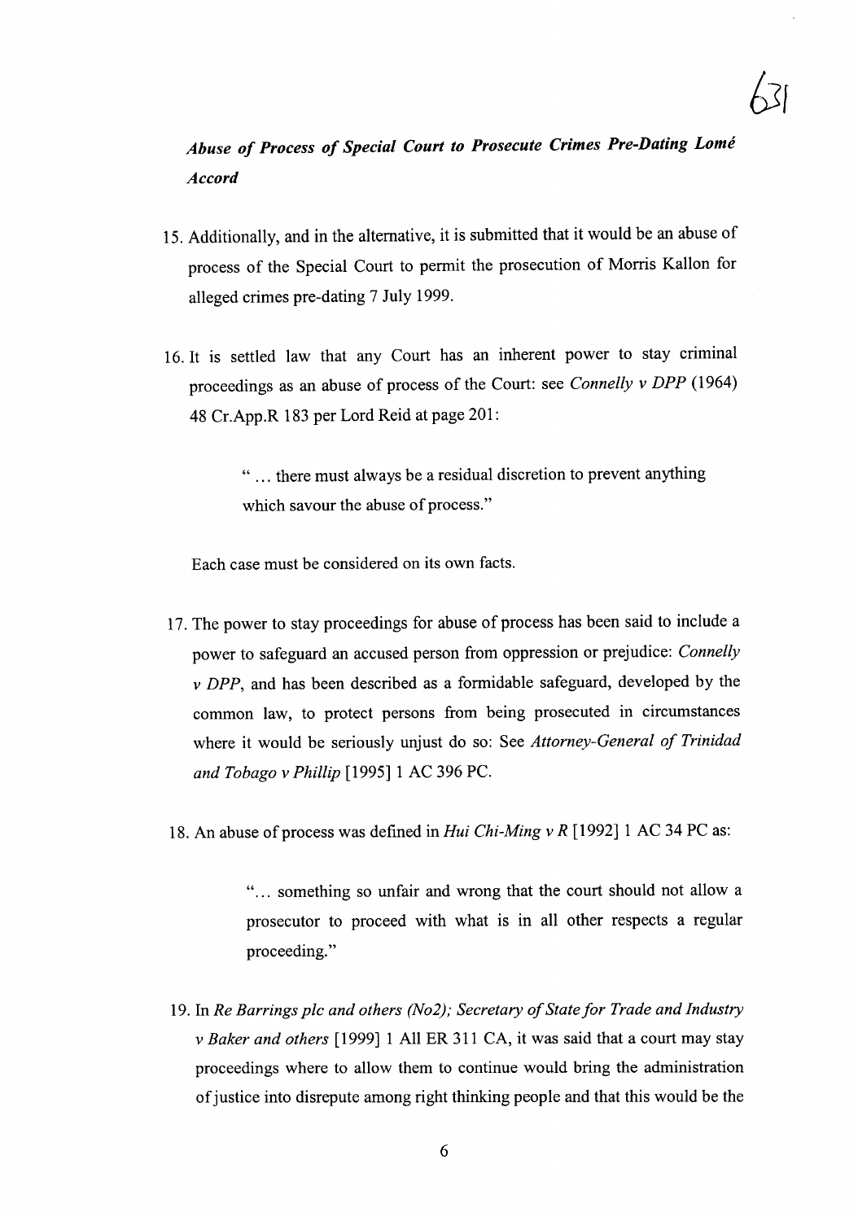***Abuse of Process of Special Court to Prosecute Crimes Pre-Dating Lomé Accord***

15. Additionally, and in the alternative, it is submitted that it would be an abuse of process of the Special Court to permit the prosecution of Morris Kallon for alleged crimes pre-dating 7 July 1999.

16. It is settled law that any Court has an inherent power to stay criminal proceedings as an abuse of process of the Court: see *Connelly v DPP* (1964) 48 Cr.App.R 183 per Lord Reid at page 201:

    > " ... there must always be a residual discretion to prevent anything which savour the abuse of process."

    Each case must be considered on its own facts.

17. The power to stay proceedings for abuse of process has been said to include a power to safeguard an accused person from oppression or prejudice: *Connelly v DPP*, and has been described as a formidable safeguard, developed by the common law, to protect persons from being prosecuted in circumstances where it would be seriously unjust do so: See *Attorney-General of Trinidad and Tobago v Phillip* [1995] 1 AC 396 PC.

18. An abuse of process was defined in *Hui Chi-Ming v R* [1992] 1 AC 34 PC as:

    > "... something so unfair and wrong that the court should not allow a prosecutor to proceed with what is in all other respects a regular proceeding."

19. In *Re Barrings plc and others (No2); Secretary of State for Trade and Industry v Baker and others* [1999] 1 All ER 311 CA, it was said that a court may stay proceedings where to allow them to continue would bring the administration of justice into disrepute among right thinking people and that this would be the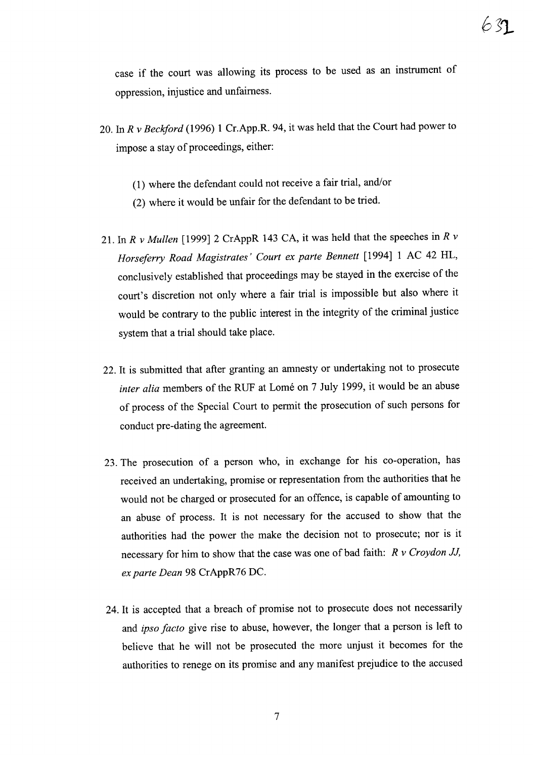case if the court was allowing its process to be used as an instrument of oppression, injustice and unfairness.

20. In *R v Beckford* (1996) 1 Cr.App.R. 94, it was held that the Court had power to impose a stay of proceedings, either:

    (1) where the defendant could not receive a fair trial, and/or
    (2) where it would be unfair for the defendant to be tried.

21. In *R v Mullen* [1999] 2 CrAppR 143 CA, it was held that the speeches in *R v Horseferry Road Magistrates' Court ex parte Bennett* [1994] 1 AC 42 HL, conclusively established that proceedings may be stayed in the exercise of the court's discretion not only where a fair trial is impossible but also where it would be contrary to the public interest in the integrity of the criminal justice system that a trial should take place.

22. It is submitted that after granting an amnesty or undertaking not to prosecute *inter alia* members of the RUF at Lomé on 7 July 1999, it would be an abuse of process of the Special Court to permit the prosecution of such persons for conduct pre-dating the agreement.

23. The prosecution of a person who, in exchange for his co-operation, has received an undertaking, promise or representation from the authorities that he would not be charged or prosecuted for an offence, is capable of amounting to an abuse of process. It is not necessary for the accused to show that the authorities had the power the make the decision not to prosecute; nor is it necessary for him to show that the case was one of bad faith: *R v Croydon JJ, ex parte Dean* 98 CrAppR76 DC.

24. It is accepted that a breach of promise not to prosecute does not necessarily and *ipso facto* give rise to abuse, however, the longer that a person is left to believe that he will not be prosecuted the more unjust it becomes for the authorities to renege on its promise and any manifest prejudice to the accused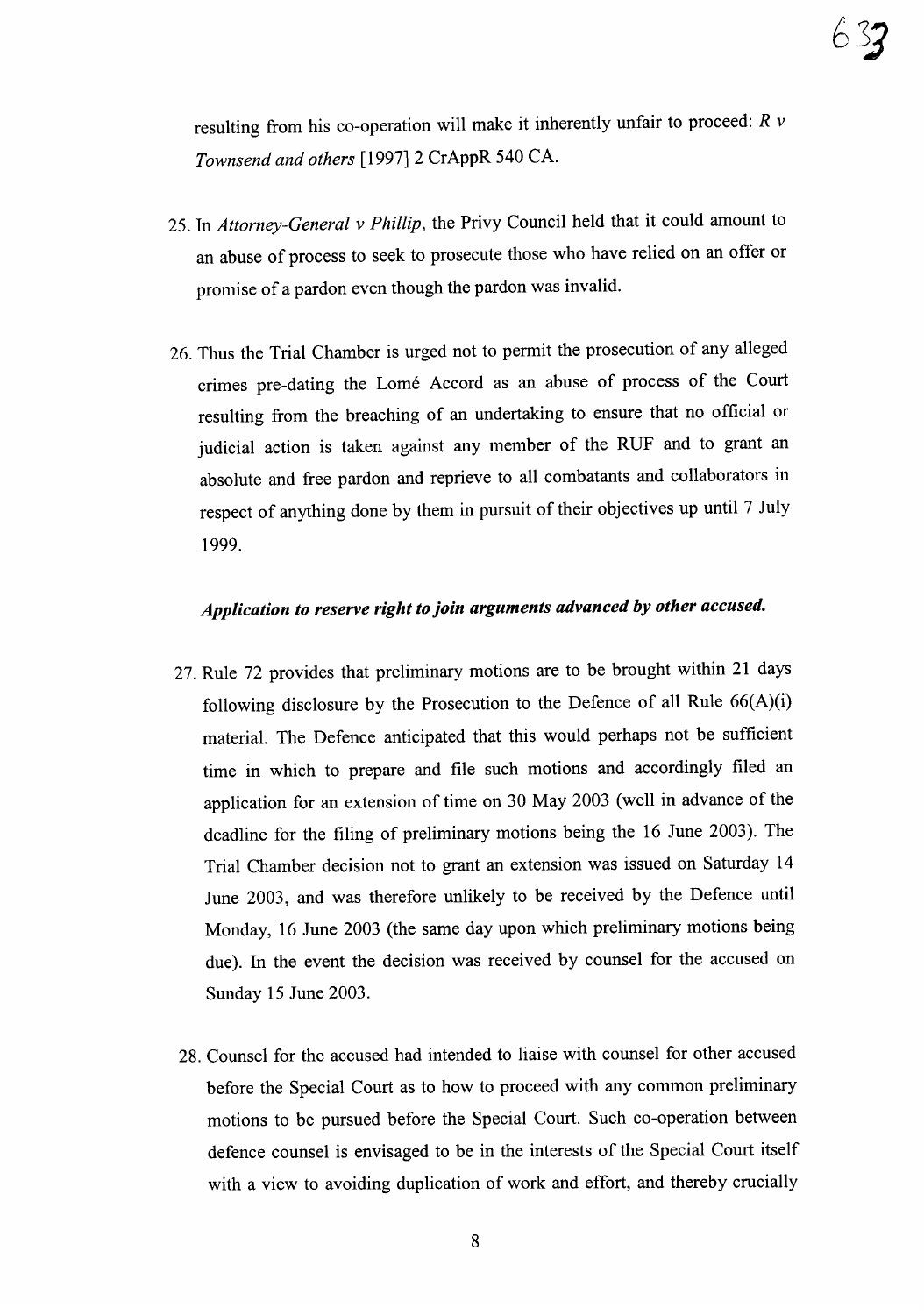resulting from his co-operation will make it inherently unfair to proceed: *R v Townsend and others* [1997] 2 CrAppR 540 CA.

25. In *Attorney-General v Phillip*, the Privy Council held that it could amount to an abuse of process to seek to prosecute those who have relied on an offer or promise of a pardon even though the pardon was invalid.

26. Thus the Trial Chamber is urged not to permit the prosecution of any alleged crimes pre-dating the Lomé Accord as an abuse of process of the Court resulting from the breaching of an undertaking to ensure that no official or judicial action is taken against any member of the RUF and to grant an absolute and free pardon and reprieve to all combatants and collaborators in respect of anything done by them in pursuit of their objectives up until 7 July 1999.

***Application to reserve right to join arguments advanced by other accused.***

27. Rule 72 provides that preliminary motions are to be brought within 21 days following disclosure by the Prosecution to the Defence of all Rule 66(A)(i) material. The Defence anticipated that this would perhaps not be sufficient time in which to prepare and file such motions and accordingly filed an application for an extension of time on 30 May 2003 (well in advance of the deadline for the filing of preliminary motions being the 16 June 2003). The Trial Chamber decision not to grant an extension was issued on Saturday 14 June 2003, and was therefore unlikely to be received by the Defence until Monday, 16 June 2003 (the same day upon which preliminary motions being due). In the event the decision was received by counsel for the accused on Sunday 15 June 2003.

28. Counsel for the accused had intended to liaise with counsel for other accused before the Special Court as to how to proceed with any common preliminary motions to be pursued before the Special Court. Such co-operation between defence counsel is envisaged to be in the interests of the Special Court itself with a view to avoiding duplication of work and effort, and thereby crucially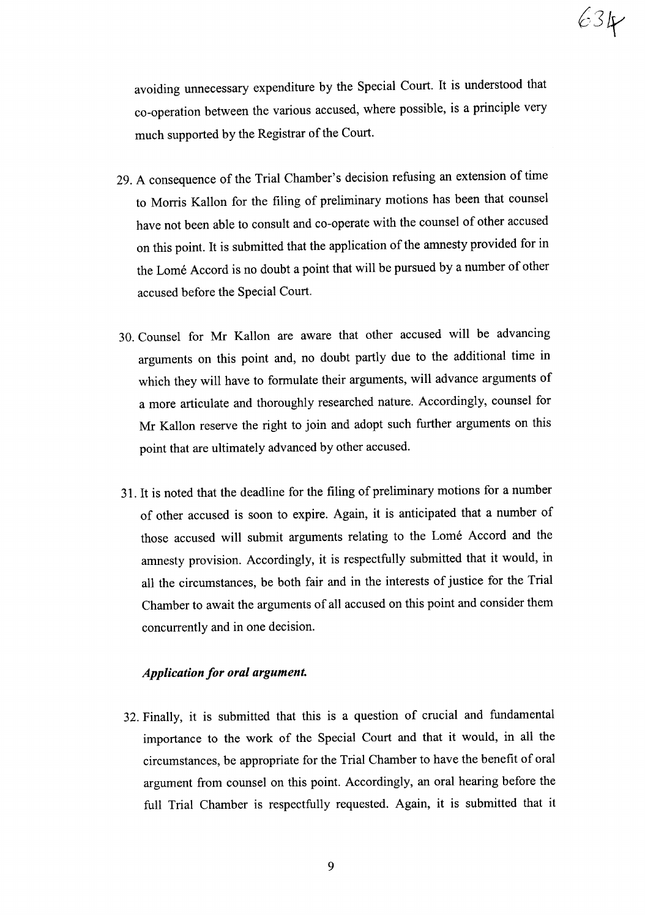avoiding unnecessary expenditure by the Special Court. It is understood that co-operation between the various accused, where possible, is a principle very much supported by the Registrar of the Court.

29. A consequence of the Trial Chamber's decision refusing an extension of time to Morris Kallon for the filing of preliminary motions has been that counsel have not been able to consult and co-operate with the counsel of other accused on this point. It is submitted that the application of the amnesty provided for in the Lomé Accord is no doubt a point that will be pursued by a number of other accused before the Special Court.

30. Counsel for Mr Kallon are aware that other accused will be advancing arguments on this point and, no doubt partly due to the additional time in which they will have to formulate their arguments, will advance arguments of a more articulate and thoroughly researched nature. Accordingly, counsel for Mr Kallon reserve the right to join and adopt such further arguments on this point that are ultimately advanced by other accused.

31. It is noted that the deadline for the filing of preliminary motions for a number of other accused is soon to expire. Again, it is anticipated that a number of those accused will submit arguments relating to the Lomé Accord and the amnesty provision. Accordingly, it is respectfully submitted that it would, in all the circumstances, be both fair and in the interests of justice for the Trial Chamber to await the arguments of all accused on this point and consider them concurrently and in one decision.

***Application for oral argument.***

32. Finally, it is submitted that this is a question of crucial and fundamental importance to the work of the Special Court and that it would, in all the circumstances, be appropriate for the Trial Chamber to have the benefit of oral argument from counsel on this point. Accordingly, an oral hearing before the full Trial Chamber is respectfully requested. Again, it is submitted that it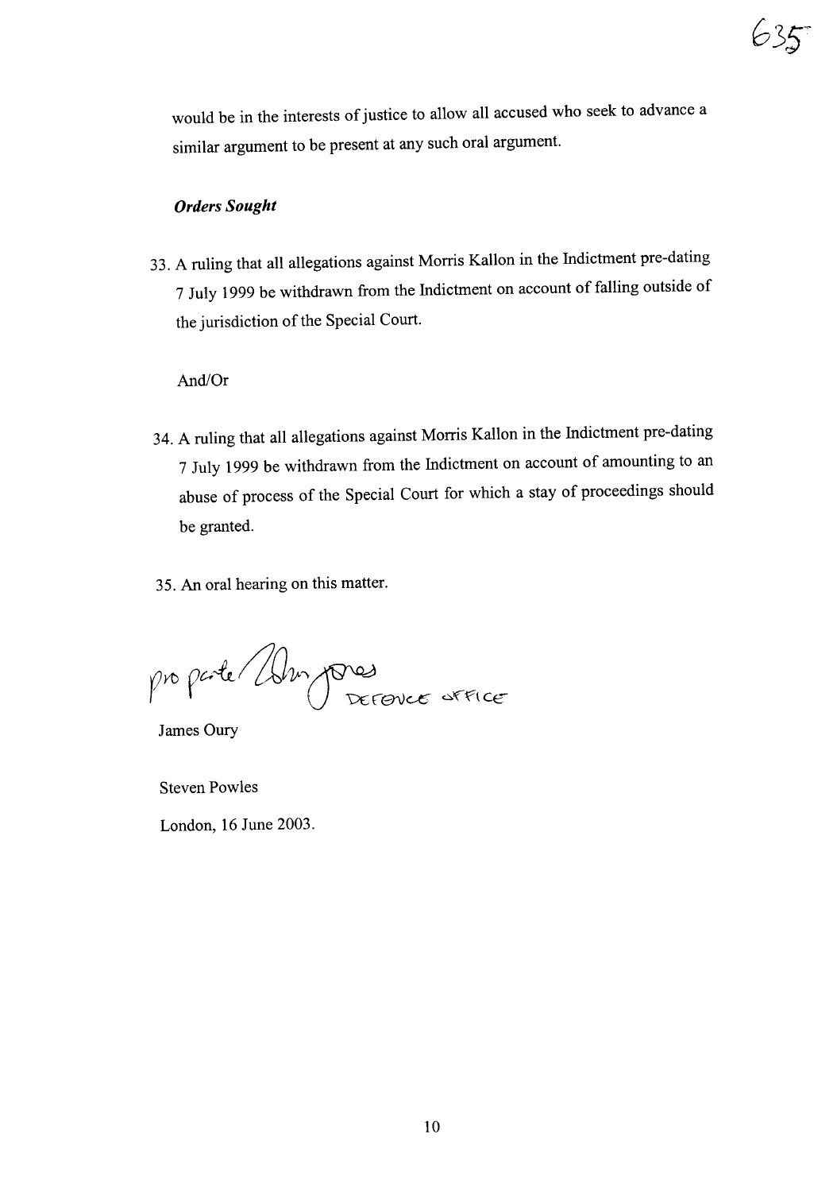would be in the interests of justice to allow all accused who seek to advance a similar argument to be present at any such oral argument.

***Orders Sought***

33. A ruling that all allegations against Morris Kallon in the Indictment pre-dating 7 July 1999 be withdrawn from the Indictment on account of falling outside of the jurisdiction of the Special Court.

And/Or

34. A ruling that all allegations against Morris Kallon in the Indictment pre-dating 7 July 1999 be withdrawn from the Indictment on account of amounting to an abuse of process of the Special Court for which a stay of proceedings should be granted.

35. An oral hearing on this matter.

pro parte John Jones Defence Office

James Oury

Steven Powles

London, 16 June 2003.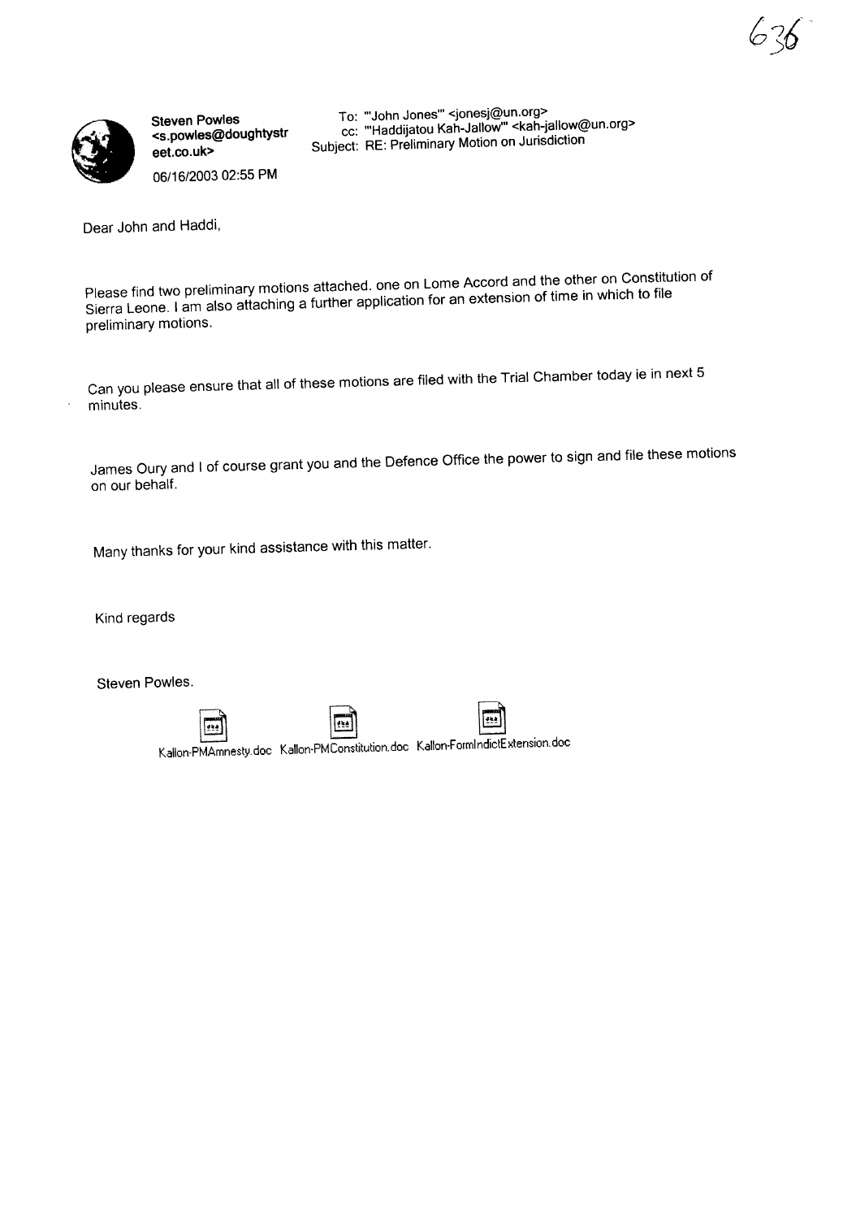**Steven Powles**
**<s.powles@doughtystreet.co.uk>**
06/16/2003 02:55 PM

To: "'John Jones'" <jonesj@un.org>
cc: "'Haddijatou Kah-Jallow'" <kah-jallow@un.org>
Subject: RE: Preliminary Motion on Jurisdiction

Dear John and Haddi,

Please find two preliminary motions attached. one on Lome Accord and the other on Constitution of Sierra Leone. I am also attaching a further application for an extension of time in which to file preliminary motions.

Can you please ensure that all of these motions are filed with the Trial Chamber today ie in next 5 minutes.

James Oury and I of course grant you and the Defence Office the power to sign and file these motions on our behalf.

Many thanks for your kind assistance with this matter.

Kind regards

Steven Powles.

Kallon-PMAmnesty.doc Kallon-PMConstitution.doc Kallon-FormIndictExtension.doc